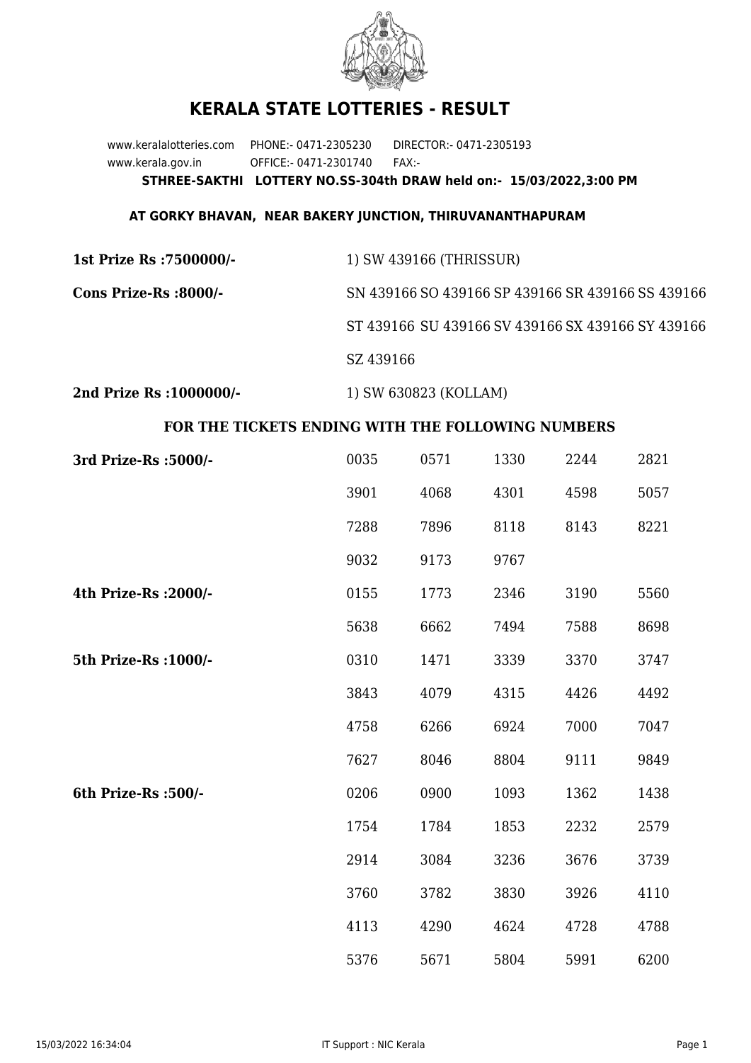# KERALA STATE LOTTERIES - RESULT

www.keralalotteries.com PHONE:- 0471-2305230 DIRECTOR:- 0471-2305193
www.kerala.gov.in OFFICE:- 0471-2301740 FAX:-

**STHREE-SAKTHI LOTTERY NO.SS-304th DRAW held on:- 15/03/2022,3:00 PM**

**AT GORKY BHAVAN, NEAR BAKERY JUNCTION, THIRUVANANTHAPURAM**

**1st Prize Rs :7500000/-** 1) SW 439166 (THRISSUR)

**Cons Prize-Rs :8000/-** SN 439166 SO 439166 SP 439166 SR 439166 SS 439166 ST 439166 SU 439166 SV 439166 SX 439166 SY 439166 SZ 439166

**2nd Prize Rs :1000000/-** 1) SW 630823 (KOLLAM)

### FOR THE TICKETS ENDING WITH THE FOLLOWING NUMBERS

**3rd Prize-Rs :5000/-**

| | | | | |
|---|---|---|---|---|
| 0035 | 0571 | 1330 | 2244 | 2821 |
| 3901 | 4068 | 4301 | 4598 | 5057 |
| 7288 | 7896 | 8118 | 8143 | 8221 |
| 9032 | 9173 | 9767 | | |

**4th Prize-Rs :2000/-**

| | | | | |
|---|---|---|---|---|
| 0155 | 1773 | 2346 | 3190 | 5560 |
| 5638 | 6662 | 7494 | 7588 | 8698 |

**5th Prize-Rs :1000/-**

| | | | | |
|---|---|---|---|---|
| 0310 | 1471 | 3339 | 3370 | 3747 |
| 3843 | 4079 | 4315 | 4426 | 4492 |
| 4758 | 6266 | 6924 | 7000 | 7047 |
| 7627 | 8046 | 8804 | 9111 | 9849 |

**6th Prize-Rs :500/-**

| | | | | |
|---|---|---|---|---|
| 0206 | 0900 | 1093 | 1362 | 1438 |
| 1754 | 1784 | 1853 | 2232 | 2579 |
| 2914 | 3084 | 3236 | 3676 | 3739 |
| 3760 | 3782 | 3830 | 3926 | 4110 |
| 4113 | 4290 | 4624 | 4728 | 4788 |
| 5376 | 5671 | 5804 | 5991 | 6200 |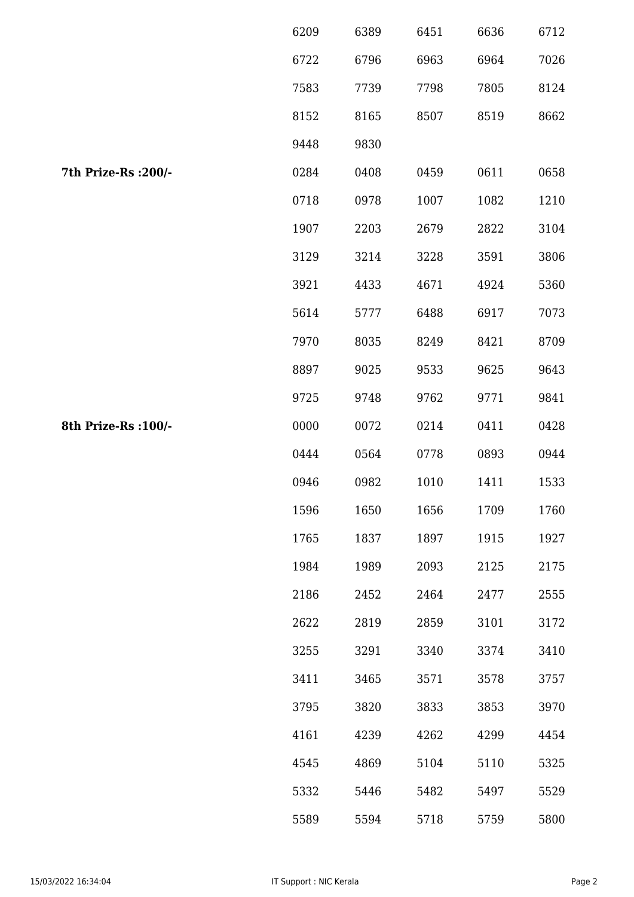| | | | | | |
|---|---|---|---|---|---|
| | 6209 | 6389 | 6451 | 6636 | 6712 |
| | 6722 | 6796 | 6963 | 6964 | 7026 |
| | 7583 | 7739 | 7798 | 7805 | 8124 |
| | 8152 | 8165 | 8507 | 8519 | 8662 |
| | 9448 | 9830 | | | |
| **7th Prize-Rs :200/-** | 0284 | 0408 | 0459 | 0611 | 0658 |
| | 0718 | 0978 | 1007 | 1082 | 1210 |
| | 1907 | 2203 | 2679 | 2822 | 3104 |
| | 3129 | 3214 | 3228 | 3591 | 3806 |
| | 3921 | 4433 | 4671 | 4924 | 5360 |
| | 5614 | 5777 | 6488 | 6917 | 7073 |
| | 7970 | 8035 | 8249 | 8421 | 8709 |
| | 8897 | 9025 | 9533 | 9625 | 9643 |
| | 9725 | 9748 | 9762 | 9771 | 9841 |
| **8th Prize-Rs :100/-** | 0000 | 0072 | 0214 | 0411 | 0428 |
| | 0444 | 0564 | 0778 | 0893 | 0944 |
| | 0946 | 0982 | 1010 | 1411 | 1533 |
| | 1596 | 1650 | 1656 | 1709 | 1760 |
| | 1765 | 1837 | 1897 | 1915 | 1927 |
| | 1984 | 1989 | 2093 | 2125 | 2175 |
| | 2186 | 2452 | 2464 | 2477 | 2555 |
| | 2622 | 2819 | 2859 | 3101 | 3172 |
| | 3255 | 3291 | 3340 | 3374 | 3410 |
| | 3411 | 3465 | 3571 | 3578 | 3757 |
| | 3795 | 3820 | 3833 | 3853 | 3970 |
| | 4161 | 4239 | 4262 | 4299 | 4454 |
| | 4545 | 4869 | 5104 | 5110 | 5325 |
| | 5332 | 5446 | 5482 | 5497 | 5529 |
| | 5589 | 5594 | 5718 | 5759 | 5800 |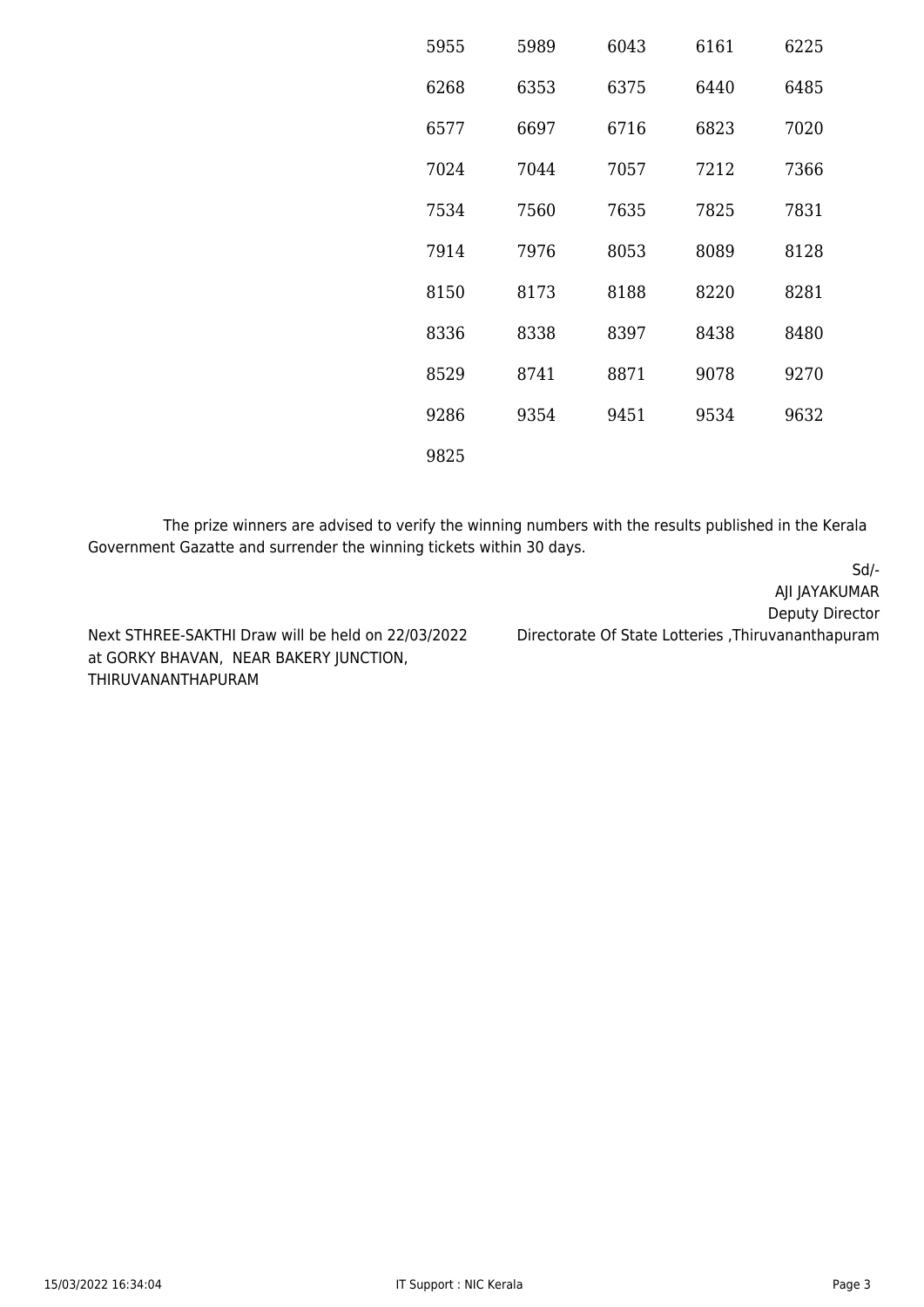| | | | | |
|---|---|---|---|---|
| 5955 | 5989 | 6043 | 6161 | 6225 |
| 6268 | 6353 | 6375 | 6440 | 6485 |
| 6577 | 6697 | 6716 | 6823 | 7020 |
| 7024 | 7044 | 7057 | 7212 | 7366 |
| 7534 | 7560 | 7635 | 7825 | 7831 |
| 7914 | 7976 | 8053 | 8089 | 8128 |
| 8150 | 8173 | 8188 | 8220 | 8281 |
| 8336 | 8338 | 8397 | 8438 | 8480 |
| 8529 | 8741 | 8871 | 9078 | 9270 |
| 9286 | 9354 | 9451 | 9534 | 9632 |
| 9825 | | | | |

The prize winners are advised to verify the winning numbers with the results published in the Kerala Government Gazatte and surrender the winning tickets within 30 days.

Sd/-
AJI JAYAKUMAR
Deputy Director
Directorate Of State Lotteries ,Thiruvananthapuram

Next STHREE-SAKTHI Draw will be held on 22/03/2022 at GORKY BHAVAN, NEAR BAKERY JUNCTION, THIRUVANANTHAPURAM